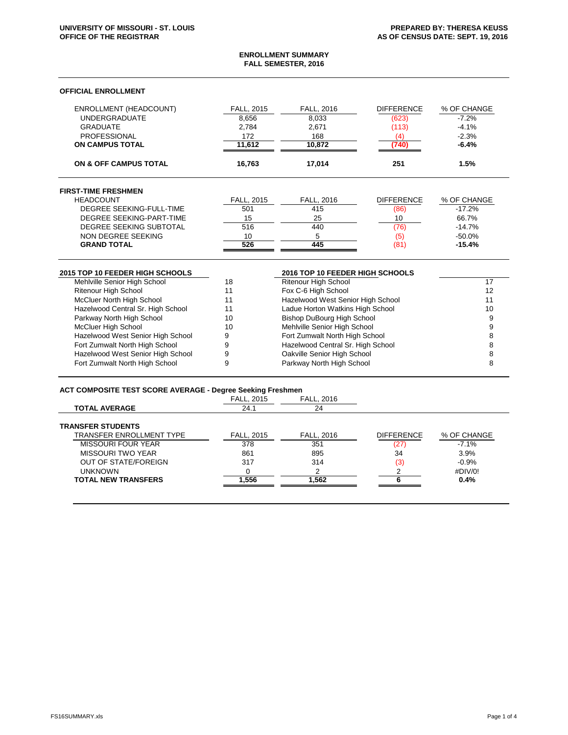UNIVERSITY OF MISSOURI - ST. LOUIS
OFFICE OF THE REGISTRAR

PREPARED BY: THERESA KEUSS
AS OF CENSUS DATE: SEPT. 19, 2016

# ENROLLMENT SUMMARY
## FALL SEMESTER, 2016

### OFFICIAL ENROLLMENT

| ENROLLMENT (HEADCOUNT) | FALL, 2015 | FALL, 2016 | DIFFERENCE | % OF CHANGE |
|---|---|---|---|---|
| UNDERGRADUATE | 8,656 | 8,033 | (623) | -7.2% |
| GRADUATE | 2,784 | 2,671 | (113) | -4.1% |
| PROFESSIONAL | 172 | 168 | (4) | -2.3% |
| **ON CAMPUS TOTAL** | **11,612** | **10,872** | **(740)** | **-6.4%** |
| **ON & OFF CAMPUS TOTAL** | **16,763** | **17,014** | **251** | **1.5%** |

### FIRST-TIME FRESHMEN

| HEADCOUNT | FALL, 2015 | FALL, 2016 | DIFFERENCE | % OF CHANGE |
|---|---|---|---|---|
| DEGREE SEEKING-FULL-TIME | 501 | 415 | (86) | -17.2% |
| DEGREE SEEKING-PART-TIME | 15 | 25 | 10 | 66.7% |
| DEGREE SEEKING SUBTOTAL | 516 | 440 | (76) | -14.7% |
| NON DEGREE SEEKING | 10 | 5 | (5) | -50.0% |
| **GRAND TOTAL** | **526** | **445** | (81) | **-15.4%** |

| 2015 TOP 10 FEEDER HIGH SCHOOLS | | 2016 TOP 10 FEEDER HIGH SCHOOLS | |
|---|---|---|---|
| Mehlville Senior High School | 18 | Ritenour High School | 17 |
| Ritenour High School | 11 | Fox C-6 High School | 12 |
| McCluer North High School | 11 | Hazelwood West Senior High School | 11 |
| Hazelwood Central Sr. High School | 11 | Ladue Horton Watkins High School | 10 |
| Parkway North High School | 10 | Bishop DuBourg High School | 9 |
| McCluer High School | 10 | Mehlville Senior High School | 9 |
| Hazelwood West Senior High School | 9 | Fort Zumwalt North High School | 8 |
| Fort Zumwalt North High School | 9 | Hazelwood Central Sr. High School | 8 |
| Hazelwood West Senior High School | 9 | Oakville Senior High School | 8 |
| Fort Zumwalt North High School | 9 | Parkway North High School | 8 |

### ACT COMPOSITE TEST SCORE AVERAGE - Degree Seeking Freshmen

| | FALL, 2015 | FALL, 2016 |
|---|---|---|
| **TOTAL AVERAGE** | 24.1 | 24 |

### TRANSFER STUDENTS

| TRANSFER ENROLLMENT TYPE | FALL, 2015 | FALL, 2016 | DIFFERENCE | % OF CHANGE |
|---|---|---|---|---|
| MISSOURI FOUR YEAR | 378 | 351 | (27) | -7.1% |
| MISSOURI TWO YEAR | 861 | 895 | 34 | 3.9% |
| OUT OF STATE/FOREIGN | 317 | 314 | (3) | -0.9% |
| UNKNOWN | 0 | 2 | 2 | #DIV/0! |
| **TOTAL NEW TRANSFERS** | **1,556** | **1,562** | **6** | **0.4%** |

FS16SUMMARY.xls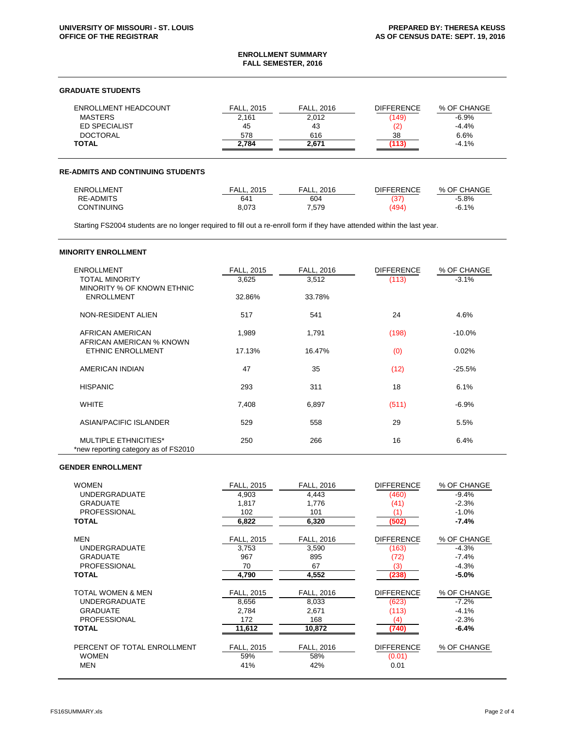UNIVERSITY OF MISSOURI - ST. LOUIS
OFFICE OF THE REGISTRAR

PREPARED BY: THERESA KEUSS
AS OF CENSUS DATE: SEPT. 19, 2016

# ENROLLMENT SUMMARY
## FALL SEMESTER, 2016

### GRADUATE STUDENTS

| ENROLLMENT HEADCOUNT | FALL, 2015 | FALL, 2016 | DIFFERENCE | % OF CHANGE |
|---|---|---|---|---|
| MASTERS | 2,161 | 2,012 | (149) | -6.9% |
| ED SPECIALIST | 45 | 43 | (2) | -4.4% |
| DOCTORAL | 578 | 616 | 38 | 6.6% |
| **TOTAL** | **2,784** | **2,671** | **(113)** | -4.1% |

### RE-ADMITS AND CONTINUING STUDENTS

| ENROLLMENT | FALL, 2015 | FALL, 2016 | DIFFERENCE | % OF CHANGE |
|---|---|---|---|---|
| RE-ADMITS | 641 | 604 | (37) | -5.8% |
| CONTINUING | 8,073 | 7,579 | (494) | -6.1% |

Starting FS2004 students are no longer required to fill out a re-enroll form if they have attended within the last year.

### MINORITY ENROLLMENT

| ENROLLMENT | FALL, 2015 | FALL, 2016 | DIFFERENCE | % OF CHANGE |
|---|---|---|---|---|
| TOTAL MINORITY | 3,625 | 3,512 | (113) | -3.1% |
| MINORITY % OF KNOWN ETHNIC ENROLLMENT | 32.86% | 33.78% | | |
| NON-RESIDENT ALIEN | 517 | 541 | 24 | 4.6% |
| AFRICAN AMERICAN | 1,989 | 1,791 | (198) | -10.0% |
| AFRICAN AMERICAN % KNOWN ETHNIC ENROLLMENT | 17.13% | 16.47% | (0) | 0.02% |
| AMERICAN INDIAN | 47 | 35 | (12) | -25.5% |
| HISPANIC | 293 | 311 | 18 | 6.1% |
| WHITE | 7,408 | 6,897 | (511) | -6.9% |
| ASIAN/PACIFIC ISLANDER | 529 | 558 | 29 | 5.5% |
| MULTIPLE ETHNICITIES* | 250 | 266 | 16 | 6.4% |

*new reporting category as of FS2010

### GENDER ENROLLMENT

| WOMEN | FALL, 2015 | FALL, 2016 | DIFFERENCE | % OF CHANGE |
|---|---|---|---|---|
| UNDERGRADUATE | 4,903 | 4,443 | (460) | -9.4% |
| GRADUATE | 1,817 | 1,776 | (41) | -2.3% |
| PROFESSIONAL | 102 | 101 | (1) | -1.0% |
| **TOTAL** | **6,822** | **6,320** | **(502)** | **-7.4%** |

| MEN | FALL, 2015 | FALL, 2016 | DIFFERENCE | % OF CHANGE |
|---|---|---|---|---|
| UNDERGRADUATE | 3,753 | 3,590 | (163) | -4.3% |
| GRADUATE | 967 | 895 | (72) | -7.4% |
| PROFESSIONAL | 70 | 67 | (3) | -4.3% |
| **TOTAL** | **4,790** | **4,552** | **(238)** | **-5.0%** |

| TOTAL WOMEN & MEN | FALL, 2015 | FALL, 2016 | DIFFERENCE | % OF CHANGE |
|---|---|---|---|---|
| UNDERGRADUATE | 8,656 | 8,033 | (623) | -7.2% |
| GRADUATE | 2,784 | 2,671 | (113) | -4.1% |
| PROFESSIONAL | 172 | 168 | (4) | -2.3% |
| **TOTAL** | **11,612** | **10,872** | **(740)** | **-6.4%** |

| PERCENT OF TOTAL ENROLLMENT | FALL, 2015 | FALL, 2016 | DIFFERENCE | % OF CHANGE |
|---|---|---|---|---|
| WOMEN | 59% | 58% | (0.01) | |
| MEN | 41% | 42% | 0.01 | |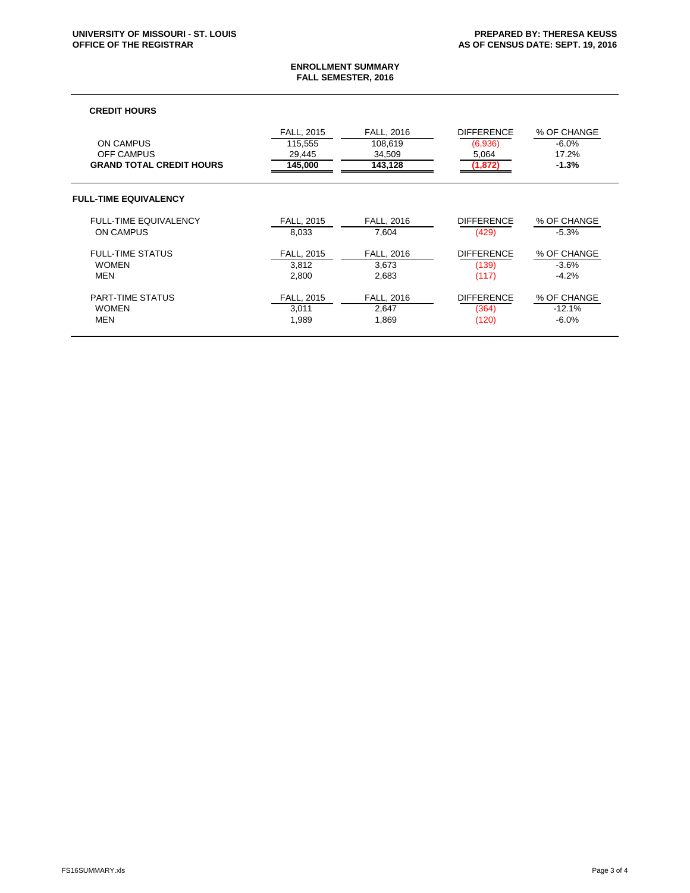**UNIVERSITY OF MISSOURI - ST. LOUIS**
**OFFICE OF THE REGISTRAR**

**PREPARED BY: THERESA KEUSS**
**AS OF CENSUS DATE: SEPT. 19, 2016**

## ENROLLMENT SUMMARY
## FALL SEMESTER, 2016

### CREDIT HOURS

| | FALL, 2015 | FALL, 2016 | DIFFERENCE | % OF CHANGE |
|---|---|---|---|---|
| ON CAMPUS | 115,555 | 108,619 | (6,936) | -6.0% |
| OFF CAMPUS | 29,445 | 34,509 | 5,064 | 17.2% |
| **GRAND TOTAL CREDIT HOURS** | **145,000** | **143,128** | **(1,872)** | **-1.3%** |

### FULL-TIME EQUIVALENCY

| FULL-TIME EQUIVALENCY | FALL, 2015 | FALL, 2016 | DIFFERENCE | % OF CHANGE |
|---|---|---|---|---|
| ON CAMPUS | 8,033 | 7,604 | (429) | -5.3% |

| FULL-TIME STATUS | FALL, 2015 | FALL, 2016 | DIFFERENCE | % OF CHANGE |
|---|---|---|---|---|
| WOMEN | 3,812 | 3,673 | (139) | -3.6% |
| MEN | 2,800 | 2,683 | (117) | -4.2% |

| PART-TIME STATUS | FALL, 2015 | FALL, 2016 | DIFFERENCE | % OF CHANGE |
|---|---|---|---|---|
| WOMEN | 3,011 | 2,647 | (364) | -12.1% |
| MEN | 1,989 | 1,869 | (120) | -6.0% |